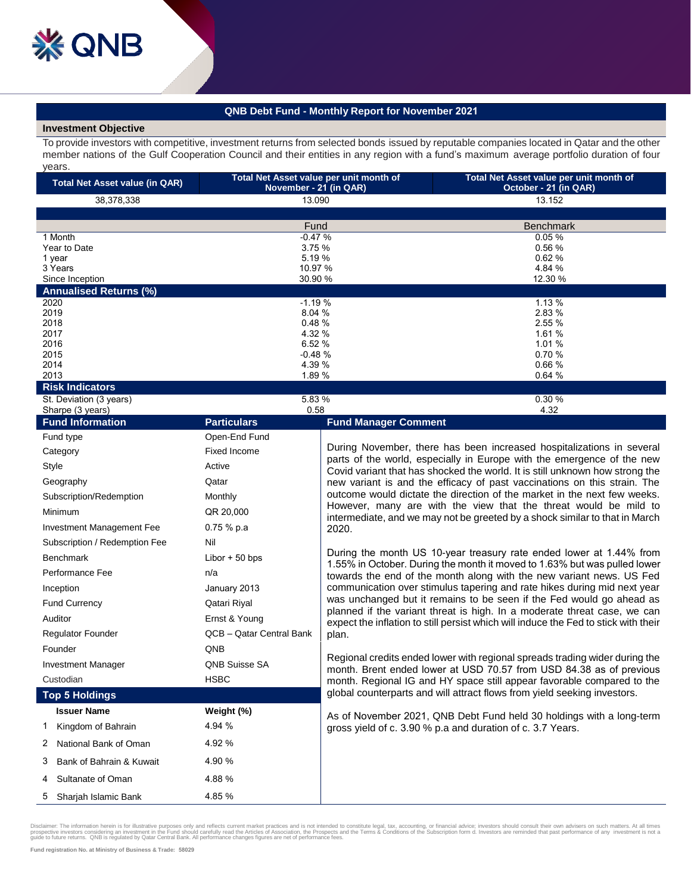QNB

# QNB Debt Fund - Monthly Report for November 2021

## Investment Objective

To provide investors with competitive, investment returns from selected bonds issued by reputable companies located in Qatar and the other member nations of the Gulf Cooperation Council and their entities in any region with a fund's maximum average portfolio duration of four years.

| Total Net Asset value (in QAR) | Total Net Asset value per unit month of November - 21 (in QAR) | Total Net Asset value per unit month of October - 21 (in QAR) |
|---|---|---|
| 38,378,338 | 13.090 | 13.152 |

| | Fund | Benchmark |
|---|---|---|
| 1 Month | -0.47 % | 0.05 % |
| Year to Date | 3.75 % | 0.56 % |
| 1 year | 5.19 % | 0.62 % |
| 3 Years | 10.97 % | 4.84 % |
| Since Inception | 30.90 % | 12.30 % |
| **Annualised Returns (%)** | | |
| 2020 | -1.19 % | 1.13 % |
| 2019 | 8.04 % | 2.83 % |
| 2018 | 0.48 % | 2.55 % |
| 2017 | 4.32 % | 1.61 % |
| 2016 | 6.52 % | 1.01 % |
| 2015 | -0.48 % | 0.70 % |
| 2014 | 4.39 % | 0.66 % |
| 2013 | 1.89 % | 0.64 % |
| **Risk Indicators** | | |
| St. Deviation (3 years) | 5.83 % | 0.30 % |
| Sharpe (3 years) | 0.58 | 4.32 |

## Fund Information

| Fund Information | Particulars |
|---|---|
| Fund type | Open-End Fund |
| Category | Fixed Income |
| Style | Active |
| Geography | Qatar |
| Subscription/Redemption | Monthly |
| Minimum | QR 20,000 |
| Investment Management Fee | 0.75 % p.a |
| Subscription / Redemption Fee | Nil |
| Benchmark | Libor + 50 bps |
| Performance Fee | n/a |
| Inception | January 2013 |
| Fund Currency | Qatari Riyal |
| Auditor | Ernst & Young |
| Regulator Founder | QCB – Qatar Central Bank |
| Founder | QNB |
| Investment Manager | QNB Suisse SA |
| Custodian | HSBC |

## Top 5 Holdings

| | Issuer Name | Weight (%) |
|---|---|---|
| 1 | Kingdom of Bahrain | 4.94 % |
| 2 | National Bank of Oman | 4.92 % |
| 3 | Bank of Bahrain & Kuwait | 4.90 % |
| 4 | Sultanate of Oman | 4.88 % |
| 5 | Sharjah Islamic Bank | 4.85 % |

## Fund Manager Comment

During November, there has been increased hospitalizations in several parts of the world, especially in Europe with the emergence of the new Covid variant that has shocked the world. It is still unknown how strong the new variant is and the efficacy of past vaccinations on this strain. The outcome would dictate the direction of the market in the next few weeks. However, many are with the view that the threat would be mild to intermediate, and we may not be greeted by a shock similar to that in March 2020.

During the month US 10-year treasury rate ended lower at 1.44% from 1.55% in October. During the month it moved to 1.63% but was pulled lower towards the end of the month along with the new variant news. US Fed communication over stimulus tapering and rate hikes during mid next year was unchanged but it remains to be seen if the Fed would go ahead as planned if the variant threat is high. In a moderate threat case, we can expect the inflation to still persist which will induce the Fed to stick with their plan.

Regional credits ended lower with regional spreads trading wider during the month. Brent ended lower at USD 70.57 from USD 84.38 as of previous month. Regional IG and HY space still appear favorable compared to the global counterparts and will attract flows from yield seeking investors.

As of November 2021, QNB Debt Fund held 30 holdings with a long-term gross yield of c. 3.90 % p.a and duration of c. 3.7 Years.

Disclaimer: The information herein is for illustrative purposes only and reflects current market practices and is not intended to constitute legal, tax, accounting, or financial advice; investors should consult their own advisers on such matters. At all times prospective investors considering an investment in the Fund should carefully read the Articles of Association, the Prospects and the Terms & Conditions of the Subscription form d. Investors are reminded that past performance of any investment is not a guide to future returns. QNB is regulated by Qatar Central Bank. All performance changes figures are net of performance fees.

**Fund registration No. at Ministry of Business & Trade: 58029**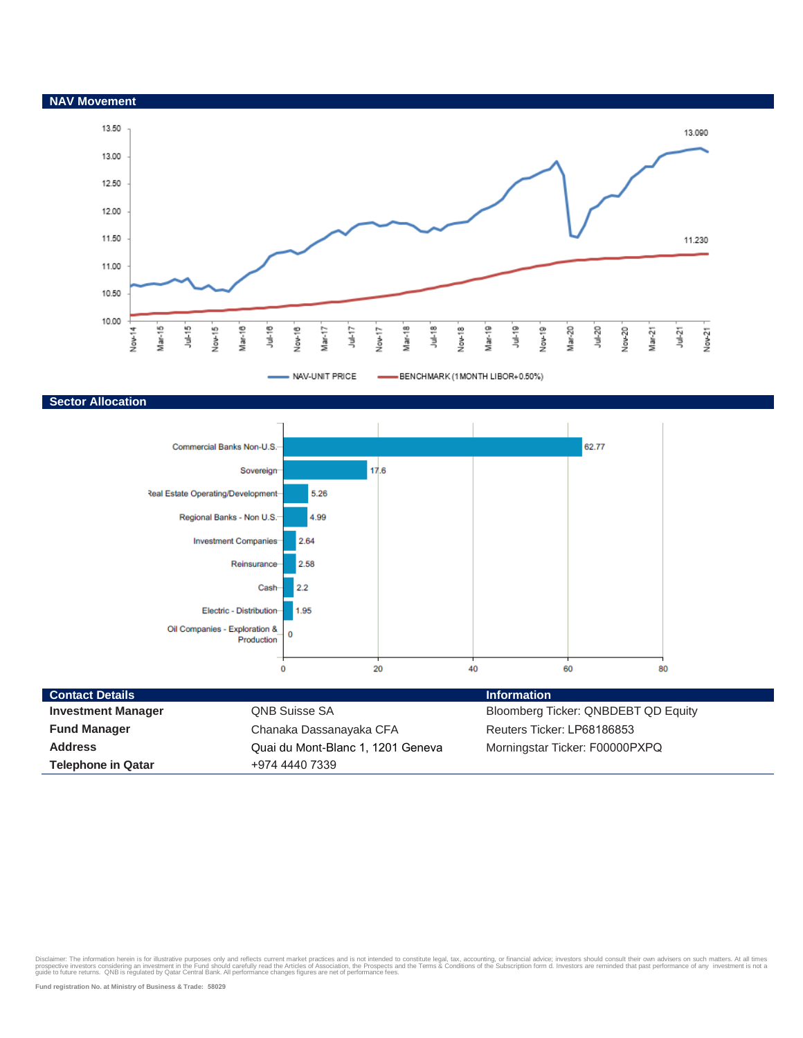## NAV Movement

13.50
13.00
12.50
12.00
11.50
11.00
10.50
10.00

13.090
11.230

Nov-14 Mar-15 Jul-15 Nov-15 Mar-16 Jul-16 Nov-16 Mar-17 Jul-17 Nov-17 Mar-18 Jul-18 Nov-18 Mar-19 Jul-19 Nov-19 Mar-20 Jul-20 Nov-20 Mar-21 Jul-21 Nov-21

NAV-UNIT PRICE
BENCHMARK (1MONTH LIBOR+0.50%)

## Sector Allocation

Commercial Banks Non-U.S. 62.77
Sovereign 17.6
Real Estate Operating/Development 5.26
Regional Banks - Non U.S. 4.99
Investment Companies 2.64
Reinsurance 2.58
Cash 2.2
Electric - Distribution 1.95
Oil Companies - Exploration & Production 0

0 20 40 60 80

| Contact Details | | Information |
|---|---|---|
| **Investment Manager** | QNB Suisse SA | Bloomberg Ticker: QNBDEBT QD Equity |
| **Fund Manager** | Chanaka Dassanayaka CFA | Reuters Ticker: LP68186853 |
| **Address** | Quai du Mont-Blanc 1, 1201 Geneva | Morningstar Ticker: F00000PXPQ |
| **Telephone in Qatar** | +974 4440 7339 | |

Disclaimer: The information herein is for illustrative purposes only and reflects current market practices and is not intended to constitute legal, tax, accounting, or financial advice; investors should consult their own advisers on such matters. At all times prospective investors considering an investment in the Fund should carefully read the Articles of Association, the Prospects and the Terms & Conditions of the Subscription form d. Investors are reminded that past performance of any investment is not a guide to future returns. QNB is regulated by Qatar Central Bank. All performance changes figures are net of performance fees.

**Fund registration No. at Ministry of Business & Trade: 58029**